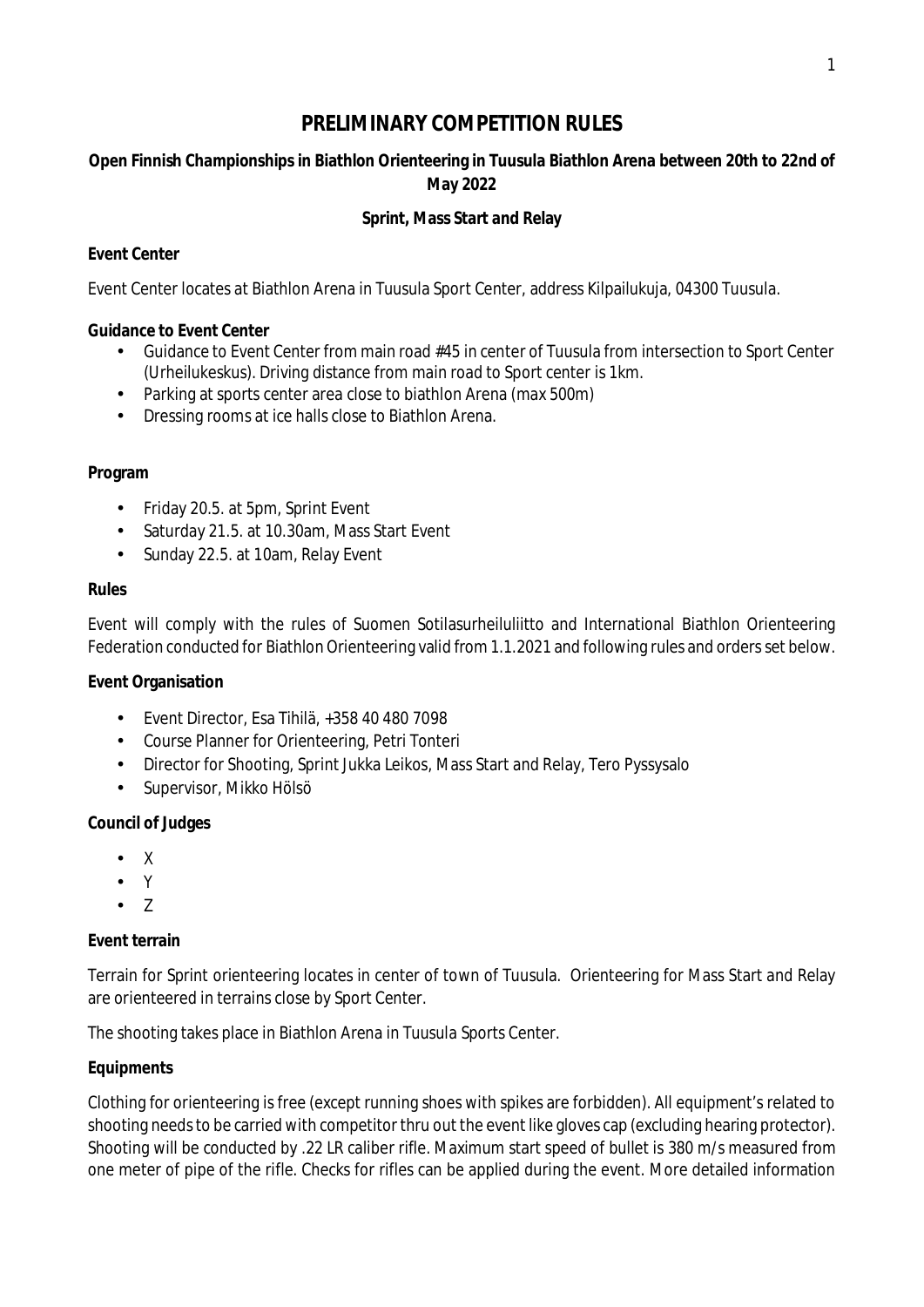# PRELIMINARY COMPETITION RULES

**Open Finnish Championships in Biathlon Orienteering in Tuusula Biathlon Arena between 20th to 22nd of May 2022**

**Sprint, Mass Start and Relay**

**Event Center**

Event Center locates at Biathlon Arena in Tuusula Sport Center, address Kilpailukuja, 04300 Tuusula.

**Guidance to Event Center**

- Guidance to Event Center from main road #45 in center of Tuusula from intersection to Sport Center (Urheilukeskus). Driving distance from main road to Sport center is 1km.
- Parking at sports center area close to biathlon Arena (max 500m)
- Dressing rooms at ice halls close to Biathlon Arena.

**Program**

- Friday 20.5. at 5pm, Sprint Event
- Saturday 21.5. at 10.30am, Mass Start Event
- Sunday 22.5. at 10am, Relay Event

**Rules**

Event will comply with the rules of Suomen Sotilasurheiluliitto and International Biathlon Orienteering Federation conducted for Biathlon Orienteering valid from 1.1.2021 and following rules and orders set below.

**Event Organisation**

- Event Director, Esa Tihilä, +358 40 480 7098
- Course Planner for Orienteering, Petri Tonteri
- Director for Shooting, Sprint Jukka Leikos, Mass Start and Relay, Tero Pyssysalo
- Supervisor, Mikko Hölsö

**Council of Judges**

- X
- Y
- Z

**Event terrain**

Terrain for Sprint orienteering locates in center of town of Tuusula. Orienteering for Mass Start and Relay are orienteered in terrains close by Sport Center.

The shooting takes place in Biathlon Arena in Tuusula Sports Center.

**Equipments**

Clothing for orienteering is free (except running shoes with spikes are forbidden). All equipment's related to shooting needs to be carried with competitor thru out the event like gloves cap (excluding hearing protector). Shooting will be conducted by .22 LR caliber rifle. Maximum start speed of bullet is 380 m/s measured from one meter of pipe of the rifle. Checks for rifles can be applied during the event. More detailed information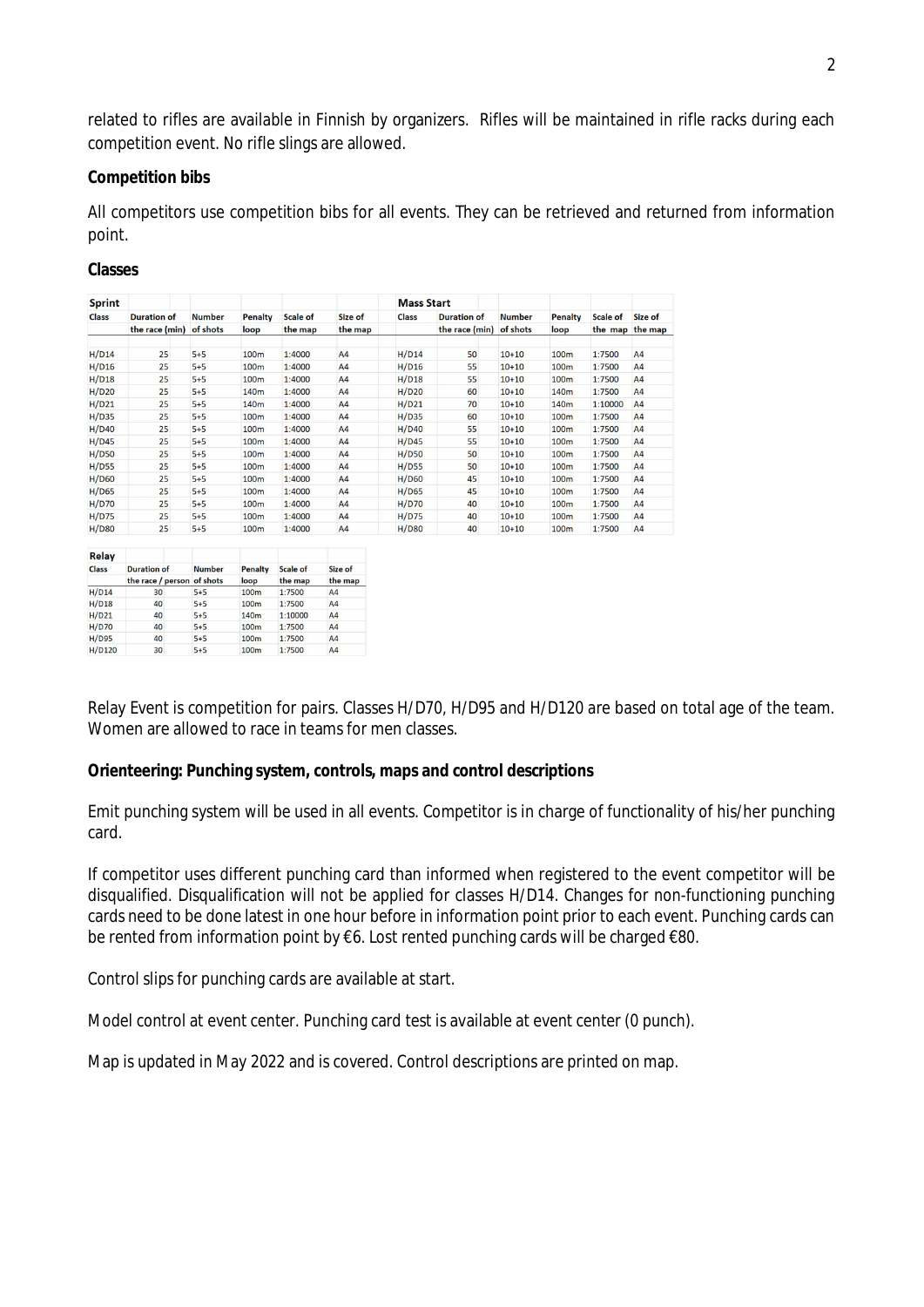related to rifles are available in Finnish by organizers. Rifles will be maintained in rifle racks during each competition event. No rifle slings are allowed.

**Competition bibs**

All competitors use competition bibs for all events. They can be retrieved and returned from information point.

**Classes**

**Sprint**

| Class | Duration of the race (min) | Number of shots | Penalty loop | Scale of the map | Size of the map |
|---|---|---|---|---|---|
| H/D14 | 25 | 5+5 | 100m | 1:4000 | A4 |
| H/D16 | 25 | 5+5 | 100m | 1:4000 | A4 |
| H/D18 | 25 | 5+5 | 100m | 1:4000 | A4 |
| H/D20 | 25 | 5+5 | 140m | 1:4000 | A4 |
| H/D21 | 25 | 5+5 | 140m | 1:4000 | A4 |
| H/D35 | 25 | 5+5 | 100m | 1:4000 | A4 |
| H/D40 | 25 | 5+5 | 100m | 1:4000 | A4 |
| H/D45 | 25 | 5+5 | 100m | 1:4000 | A4 |
| H/D50 | 25 | 5+5 | 100m | 1:4000 | A4 |
| H/D55 | 25 | 5+5 | 100m | 1:4000 | A4 |
| H/D60 | 25 | 5+5 | 100m | 1:4000 | A4 |
| H/D65 | 25 | 5+5 | 100m | 1:4000 | A4 |
| H/D70 | 25 | 5+5 | 100m | 1:4000 | A4 |
| H/D75 | 25 | 5+5 | 100m | 1:4000 | A4 |
| H/D80 | 25 | 5+5 | 100m | 1:4000 | A4 |

**Mass Start**

| Class | Duration of the race (min) | Number of shots | Penalty loop | Scale of the map | Size of the map |
|---|---|---|---|---|---|
| H/D14 | 50 | 10+10 | 100m | 1:7500 | A4 |
| H/D16 | 55 | 10+10 | 100m | 1:7500 | A4 |
| H/D18 | 55 | 10+10 | 100m | 1:7500 | A4 |
| H/D20 | 60 | 10+10 | 140m | 1:7500 | A4 |
| H/D21 | 70 | 10+10 | 140m | 1:10000 | A4 |
| H/D35 | 60 | 10+10 | 100m | 1:7500 | A4 |
| H/D40 | 55 | 10+10 | 100m | 1:7500 | A4 |
| H/D45 | 55 | 10+10 | 100m | 1:7500 | A4 |
| H/D50 | 50 | 10+10 | 100m | 1:7500 | A4 |
| H/D55 | 50 | 10+10 | 100m | 1:7500 | A4 |
| H/D60 | 45 | 10+10 | 100m | 1:7500 | A4 |
| H/D65 | 45 | 10+10 | 100m | 1:7500 | A4 |
| H/D70 | 40 | 10+10 | 100m | 1:7500 | A4 |
| H/D75 | 40 | 10+10 | 100m | 1:7500 | A4 |
| H/D80 | 40 | 10+10 | 100m | 1:7500 | A4 |

**Relay**

| Class | Duration of the race / person | Number of shots | Penalty loop | Scale of the map | Size of the map |
|---|---|---|---|---|---|
| H/D14 | 30 | 5+5 | 100m | 1:7500 | A4 |
| H/D18 | 40 | 5+5 | 100m | 1:7500 | A4 |
| H/D21 | 40 | 5+5 | 140m | 1:10000 | A4 |
| H/D70 | 40 | 5+5 | 100m | 1:7500 | A4 |
| H/D95 | 40 | 5+5 | 100m | 1:7500 | A4 |
| H/D120 | 30 | 5+5 | 100m | 1:7500 | A4 |

Relay Event is competition for pairs. Classes H/D70, H/D95 and H/D120 are based on total age of the team. Women are allowed to race in teams for men classes.

**Orienteering: Punching system, controls, maps and control descriptions**

Emit punching system will be used in all events. Competitor is in charge of functionality of his/her punching card.

If competitor uses different punching card than informed when registered to the event competitor will be disqualified. Disqualification will not be applied for classes H/D14. Changes for non-functioning punching cards need to be done latest in one hour before in information point prior to each event. Punching cards can be rented from information point by €6. Lost rented punching cards will be charged €80.

Control slips for punching cards are available at start.

Model control at event center. Punching card test is available at event center (0 punch).

Map is updated in May 2022 and is covered. Control descriptions are printed on map.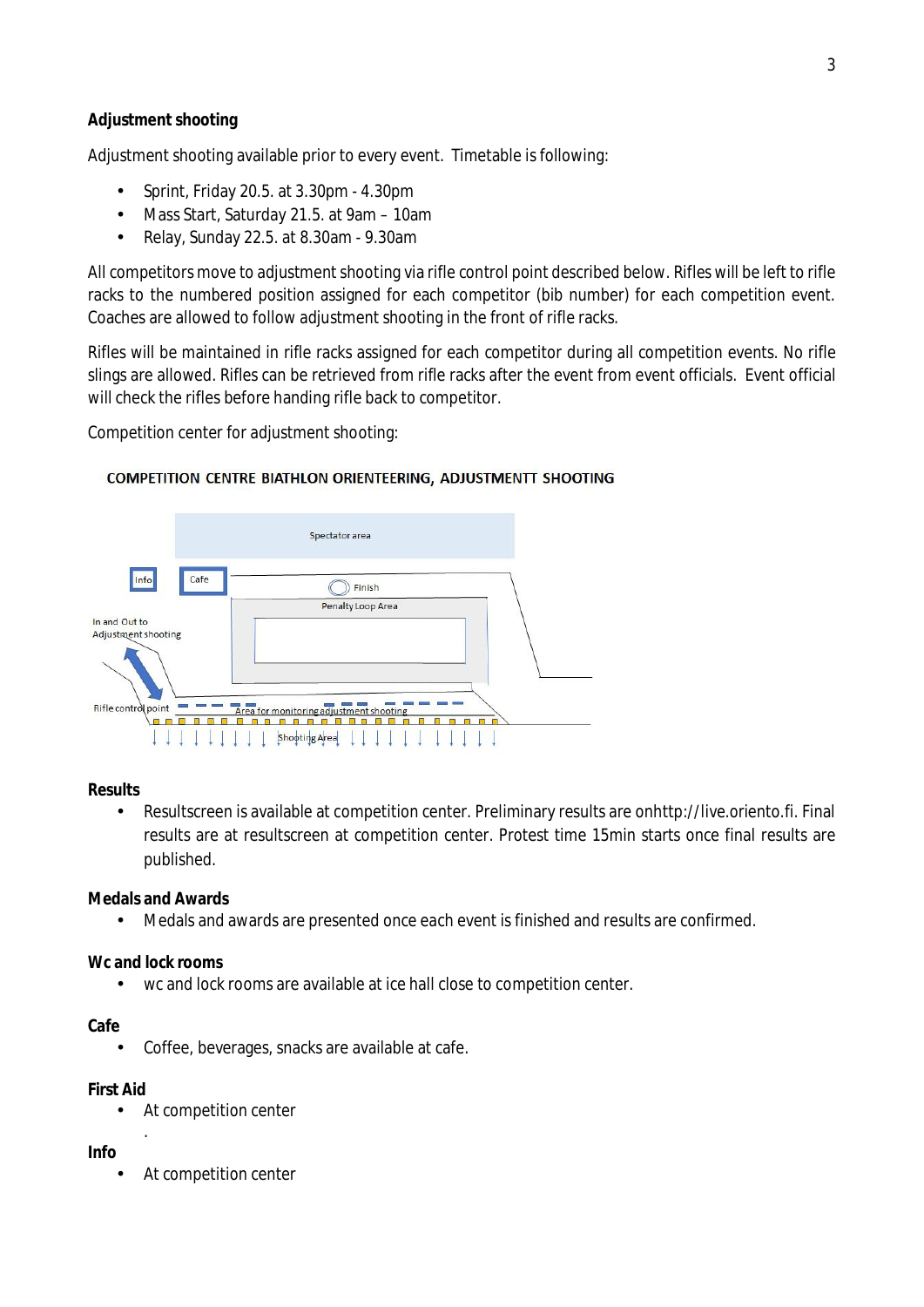**Adjustment shooting**

Adjustment shooting available prior to every event. Timetable is following:

- Sprint, Friday 20.5. at 3.30pm - 4.30pm
- Mass Start, Saturday 21.5. at 9am – 10am
- Relay, Sunday 22.5. at 8.30am - 9.30am

All competitors move to adjustment shooting via rifle control point described below. Rifles will be left to rifle racks to the numbered position assigned for each competitor (bib number) for each competition event. Coaches are allowed to follow adjustment shooting in the front of rifle racks.

Rifles will be maintained in rifle racks assigned for each competitor during all competition events. No rifle slings are allowed. Rifles can be retrieved from rifle racks after the event from event officials. Event official will check the rifles before handing rifle back to competitor.

Competition center for adjustment shooting:

COMPETITION CENTRE BIATHLON ORIENTEERING, ADJUSTMENTT SHOOTING

Spectator area

Info

Cafe

Finish

Penalty Loop Area

In and Out to Adjustment shooting

Rifle control point

Area for monitoring adjustment shooting

Shooting Area

**Results**

- Resultscreen is available at competition center. Preliminary results are onhttp://live.oriento.fi. Final results are at resultscreen at competition center. Protest time 15min starts once final results are published.

**Medals and Awards**

- Medals and awards are presented once each event is finished and results are confirmed.

**Wc and lock rooms**

- wc and lock rooms are available at ice hall close to competition center.

**Cafe**

- Coffee, beverages, snacks are available at cafe.

**First Aid**

- At competition center

**Info**

- At competition center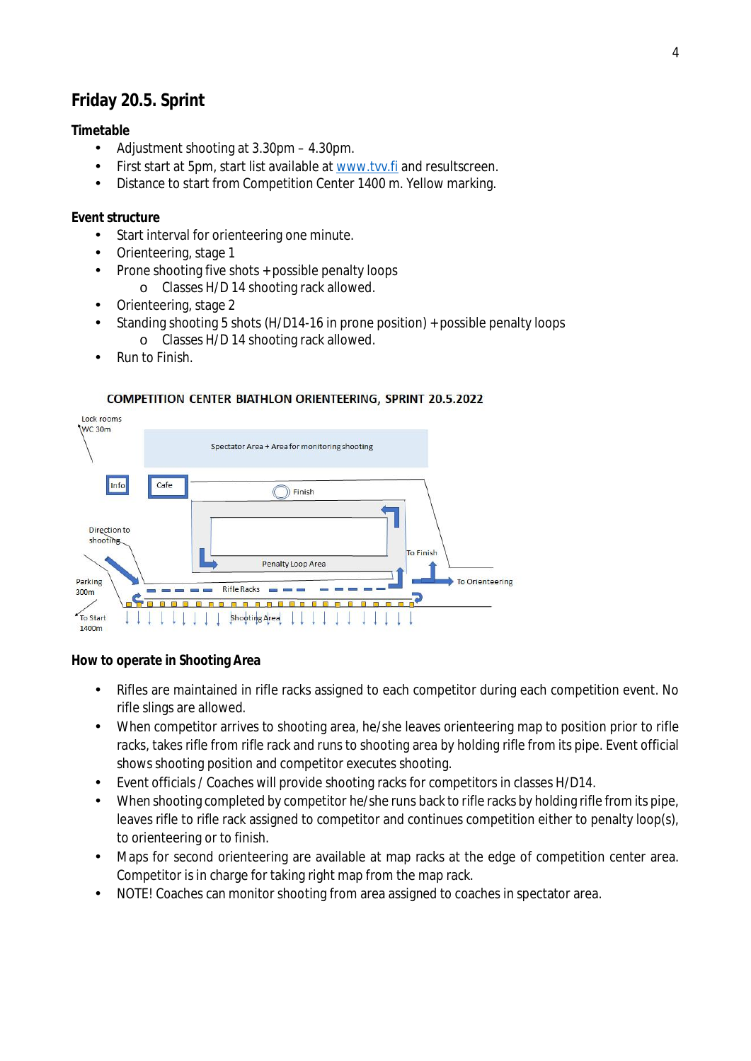## Friday 20.5. Sprint

### Timetable

- Adjustment shooting at 3.30pm – 4.30pm.
- First start at 5pm, start list available at www.tvv.fi and resultscreen.
- Distance to start from Competition Center 1400 m. Yellow marking.

### Event structure

- Start interval for orienteering one minute.
- Orienteering, stage 1
- Prone shooting five shots + possible penalty loops
  - Classes H/D 14 shooting rack allowed.
- Orienteering, stage 2
- Standing shooting 5 shots (H/D14-16 in prone position) + possible penalty loops
  - Classes H/D 14 shooting rack allowed.
- Run to Finish.

COMPETITION CENTER BIATHLON ORIENTEERING, SPRINT 20.5.2022

Lock rooms WC 30m

Spectator Area + Area for monitoring shooting

Info

Cafe

Finish

Direction to shooting

Penalty Loop Area

To Finish

Parking 300m

Rifle Racks

To Orienteering

To Start 1400m

Shooting Area

### How to operate in Shooting Area

- Rifles are maintained in rifle racks assigned to each competitor during each competition event. No rifle slings are allowed.
- When competitor arrives to shooting area, he/she leaves orienteering map to position prior to rifle racks, takes rifle from rifle rack and runs to shooting area by holding rifle from its pipe. Event official shows shooting position and competitor executes shooting.
- Event officials / Coaches will provide shooting racks for competitors in classes H/D14.
- When shooting completed by competitor he/she runs back to rifle racks by holding rifle from its pipe, leaves rifle to rifle rack assigned to competitor and continues competition either to penalty loop(s), to orienteering or to finish.
- Maps for second orienteering are available at map racks at the edge of competition center area. Competitor is in charge for taking right map from the map rack.
- NOTE! Coaches can monitor shooting from area assigned to coaches in spectator area.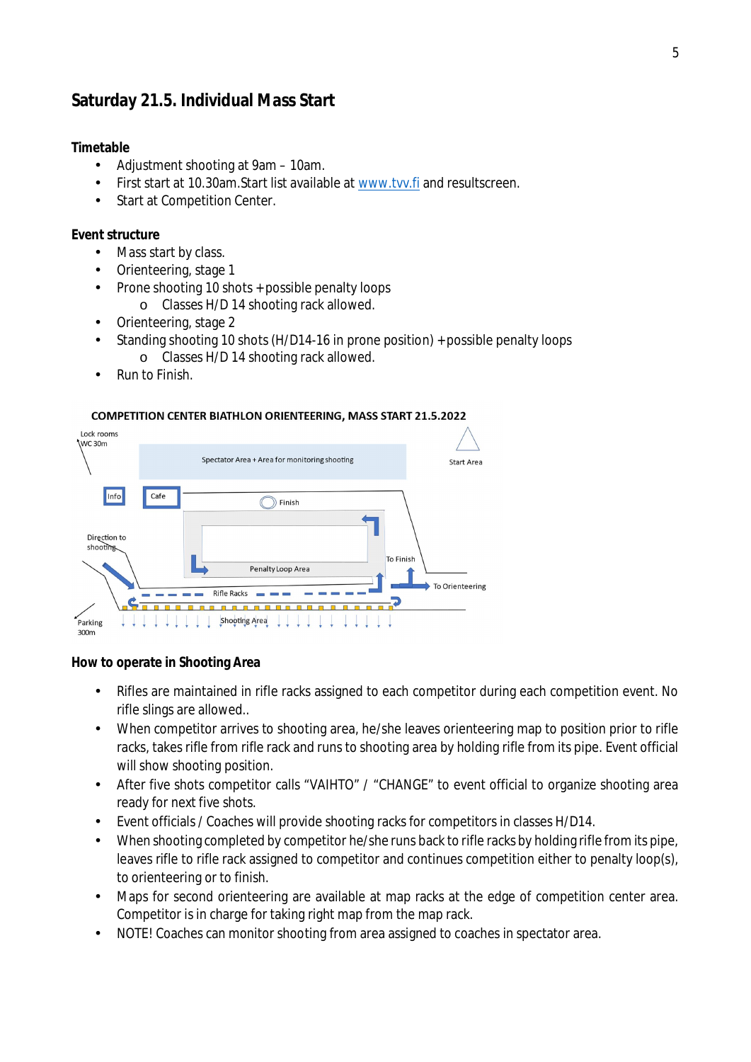## Saturday 21.5. Individual Mass Start

### Timetable

- Adjustment shooting at 9am – 10am.
- First start at 10.30am.Start list available at [www.tvv.fi](http://www.tvv.fi) and resultscreen.
- Start at Competition Center.

### Event structure

- Mass start by class.
- Orienteering, stage 1
- Prone shooting 10 shots + possible penalty loops
  - Classes H/D 14 shooting rack allowed.
- Orienteering, stage 2
- Standing shooting 10 shots (H/D14-16 in prone position) + possible penalty loops
  - Classes H/D 14 shooting rack allowed.
- Run to Finish.

**COMPETITION CENTER BIATHLON ORIENTEERING, MASS START 21.5.2022**

### How to operate in Shooting Area

- Rifles are maintained in rifle racks assigned to each competitor during each competition event. No rifle slings are allowed..
- When competitor arrives to shooting area, he/she leaves orienteering map to position prior to rifle racks, takes rifle from rifle rack and runs to shooting area by holding rifle from its pipe. Event official will show shooting position.
- After five shots competitor calls "VAIHTO" / "CHANGE" to event official to organize shooting area ready for next five shots.
- Event officials / Coaches will provide shooting racks for competitors in classes H/D14.
- When shooting completed by competitor he/she runs back to rifle racks by holding rifle from its pipe, leaves rifle to rifle rack assigned to competitor and continues competition either to penalty loop(s), to orienteering or to finish.
- Maps for second orienteering are available at map racks at the edge of competition center area. Competitor is in charge for taking right map from the map rack.
- NOTE! Coaches can monitor shooting from area assigned to coaches in spectator area.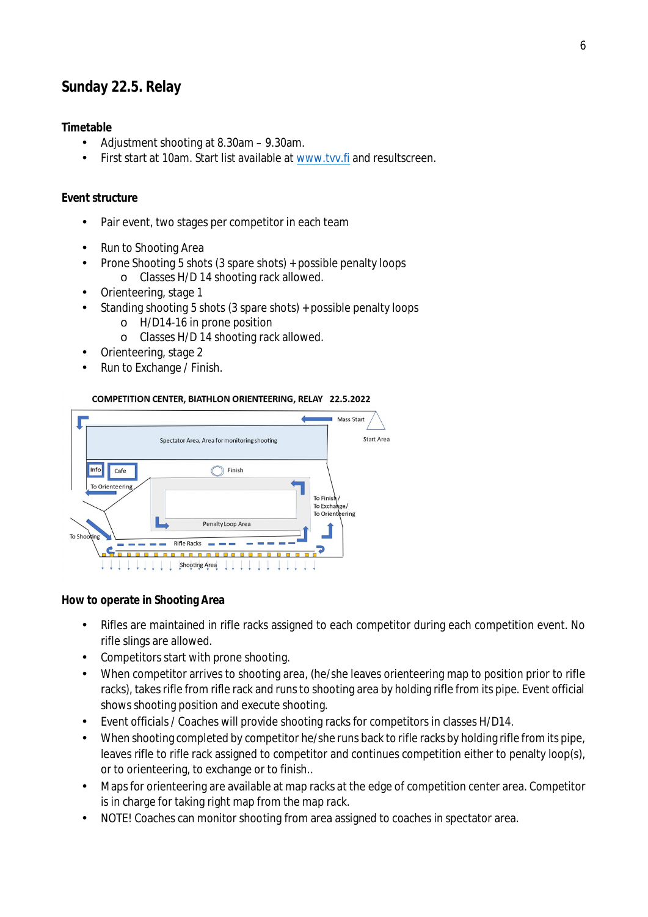## Sunday 22.5. Relay

### Timetable

- Adjustment shooting at 8.30am – 9.30am.
- First start at 10am. Start list available at www.tvv.fi and resultscreen.

### Event structure

- Pair event, two stages per competitor in each team

- Run to Shooting Area
- Prone Shooting 5 shots (3 spare shots) + possible penalty loops
  - Classes H/D 14 shooting rack allowed.
- Orienteering, stage 1
- Standing shooting 5 shots (3 spare shots) + possible penalty loops
  - H/D14-16 in prone position
  - Classes H/D 14 shooting rack allowed.
- Orienteering, stage 2
- Run to Exchange / Finish.

COMPETITION CENTER, BIATHLON ORIENTEERING, RELAY 22.5.2022

Mass Start

Start Area

Spectator Area, Area for monitoring shooting

Info

Cafe

Finish

To Orienteering

To Finish / To Exchange/ To Orienteering

Penalty Loop Area

To Shooting

Rifle Racks

Shooting Area

### How to operate in Shooting Area

- Rifles are maintained in rifle racks assigned to each competitor during each competition event. No rifle slings are allowed.
- Competitors start with prone shooting.
- When competitor arrives to shooting area, (he/she leaves orienteering map to position prior to rifle racks), takes rifle from rifle rack and runs to shooting area by holding rifle from its pipe. Event official shows shooting position and execute shooting.
- Event officials / Coaches will provide shooting racks for competitors in classes H/D14.
- When shooting completed by competitor he/she runs back to rifle racks by holding rifle from its pipe, leaves rifle to rifle rack assigned to competitor and continues competition either to penalty loop(s), or to orienteering, to exchange or to finish..
- Maps for orienteering are available at map racks at the edge of competition center area. Competitor is in charge for taking right map from the map rack.
- NOTE! Coaches can monitor shooting from area assigned to coaches in spectator area.